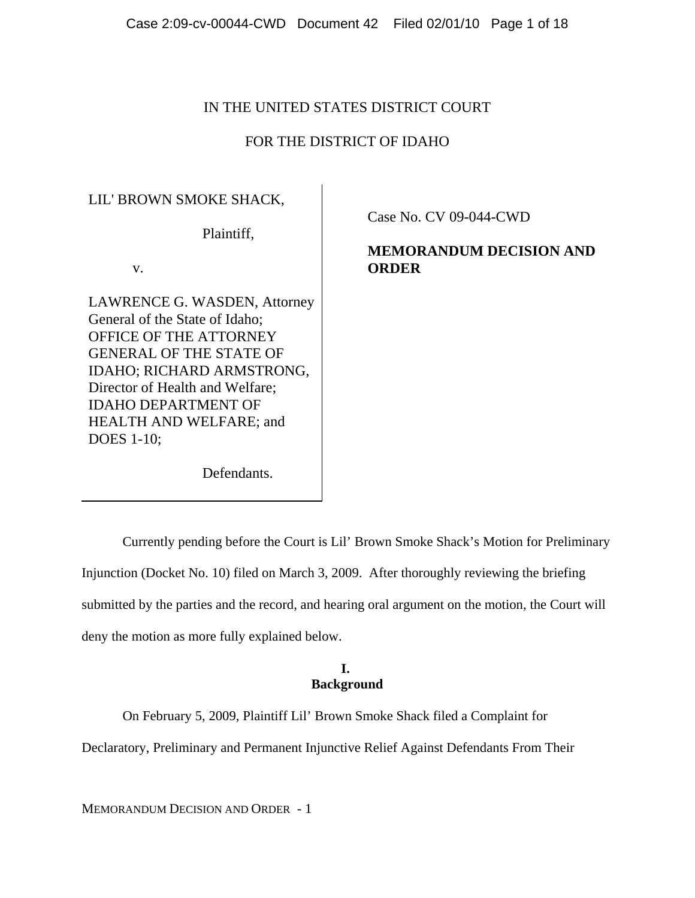IN THE UNITED STATES DISTRICT COURT

FOR THE DISTRICT OF IDAHO

| | |
|---|---|
| LIL' BROWN SMOKE SHACK,<br><br>Plaintiff,<br><br>v.<br><br>LAWRENCE G. WASDEN, Attorney General of the State of Idaho; OFFICE OF THE ATTORNEY GENERAL OF THE STATE OF IDAHO; RICHARD ARMSTRONG, Director of Health and Welfare; IDAHO DEPARTMENT OF HEALTH AND WELFARE; and DOES 1-10;<br><br>Defendants. | Case No. CV 09-044-CWD<br><br>**MEMORANDUM DECISION AND ORDER** |

Currently pending before the Court is Lil' Brown Smoke Shack's Motion for Preliminary Injunction (Docket No. 10) filed on March 3, 2009. After thoroughly reviewing the briefing submitted by the parties and the record, and hearing oral argument on the motion, the Court will deny the motion as more fully explained below.

## I. Background

On February 5, 2009, Plaintiff Lil' Brown Smoke Shack filed a Complaint for Declaratory, Preliminary and Permanent Injunctive Relief Against Defendants From Their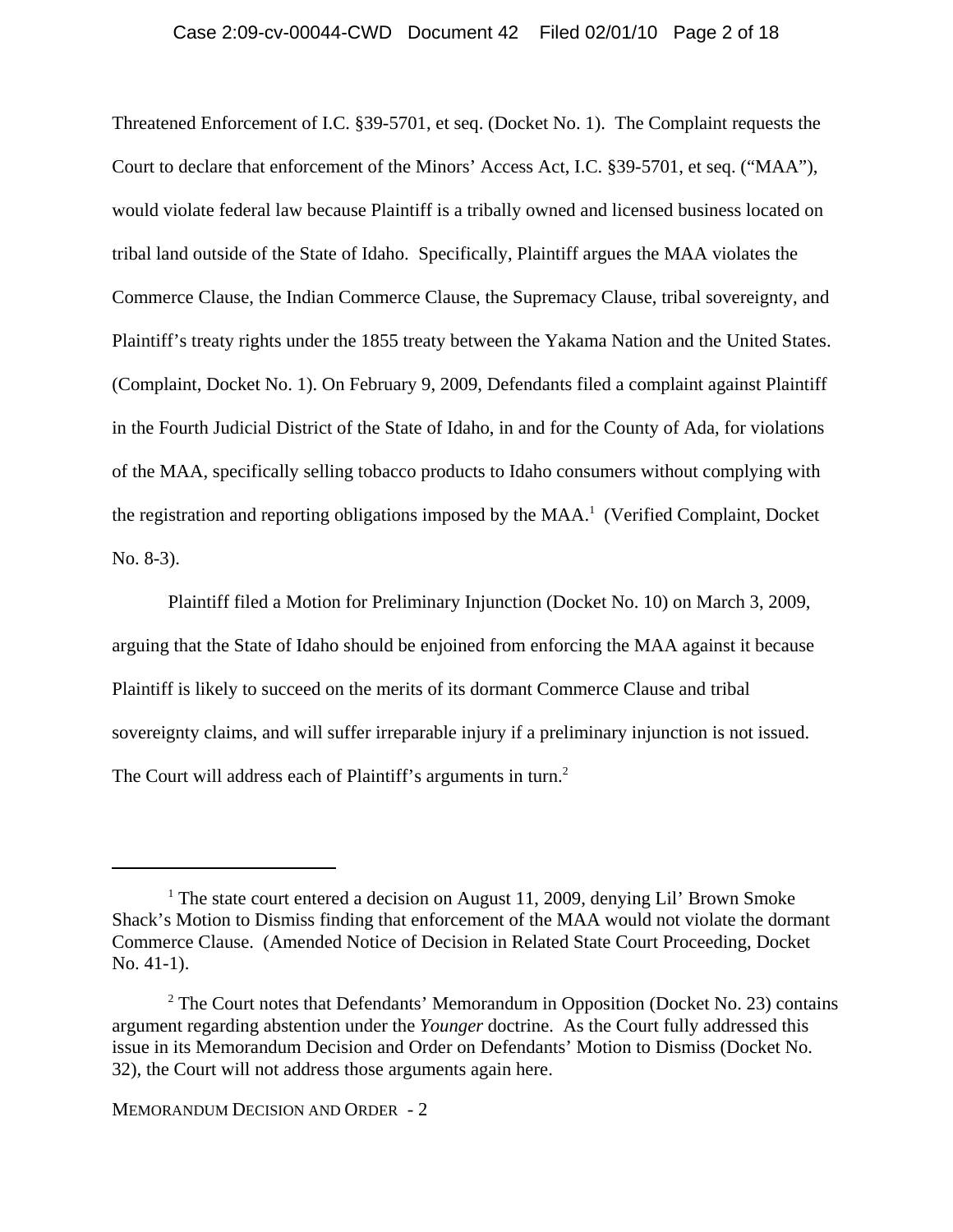Threatened Enforcement of I.C. §39-5701, et seq. (Docket No. 1). The Complaint requests the Court to declare that enforcement of the Minors' Access Act, I.C. §39-5701, et seq. ("MAA"), would violate federal law because Plaintiff is a tribally owned and licensed business located on tribal land outside of the State of Idaho. Specifically, Plaintiff argues the MAA violates the Commerce Clause, the Indian Commerce Clause, the Supremacy Clause, tribal sovereignty, and Plaintiff's treaty rights under the 1855 treaty between the Yakama Nation and the United States. (Complaint, Docket No. 1). On February 9, 2009, Defendants filed a complaint against Plaintiff in the Fourth Judicial District of the State of Idaho, in and for the County of Ada, for violations of the MAA, specifically selling tobacco products to Idaho consumers without complying with the registration and reporting obligations imposed by the MAA.[1] (Verified Complaint, Docket No. 8-3).

Plaintiff filed a Motion for Preliminary Injunction (Docket No. 10) on March 3, 2009, arguing that the State of Idaho should be enjoined from enforcing the MAA against it because Plaintiff is likely to succeed on the merits of its dormant Commerce Clause and tribal sovereignty claims, and will suffer irreparable injury if a preliminary injunction is not issued. The Court will address each of Plaintiff's arguments in turn.[2]

---

[1] The state court entered a decision on August 11, 2009, denying Lil' Brown Smoke Shack's Motion to Dismiss finding that enforcement of the MAA would not violate the dormant Commerce Clause. (Amended Notice of Decision in Related State Court Proceeding, Docket No. 41-1).

[2] The Court notes that Defendants' Memorandum in Opposition (Docket No. 23) contains argument regarding abstention under the *Younger* doctrine. As the Court fully addressed this issue in its Memorandum Decision and Order on Defendants' Motion to Dismiss (Docket No. 32), the Court will not address those arguments again here.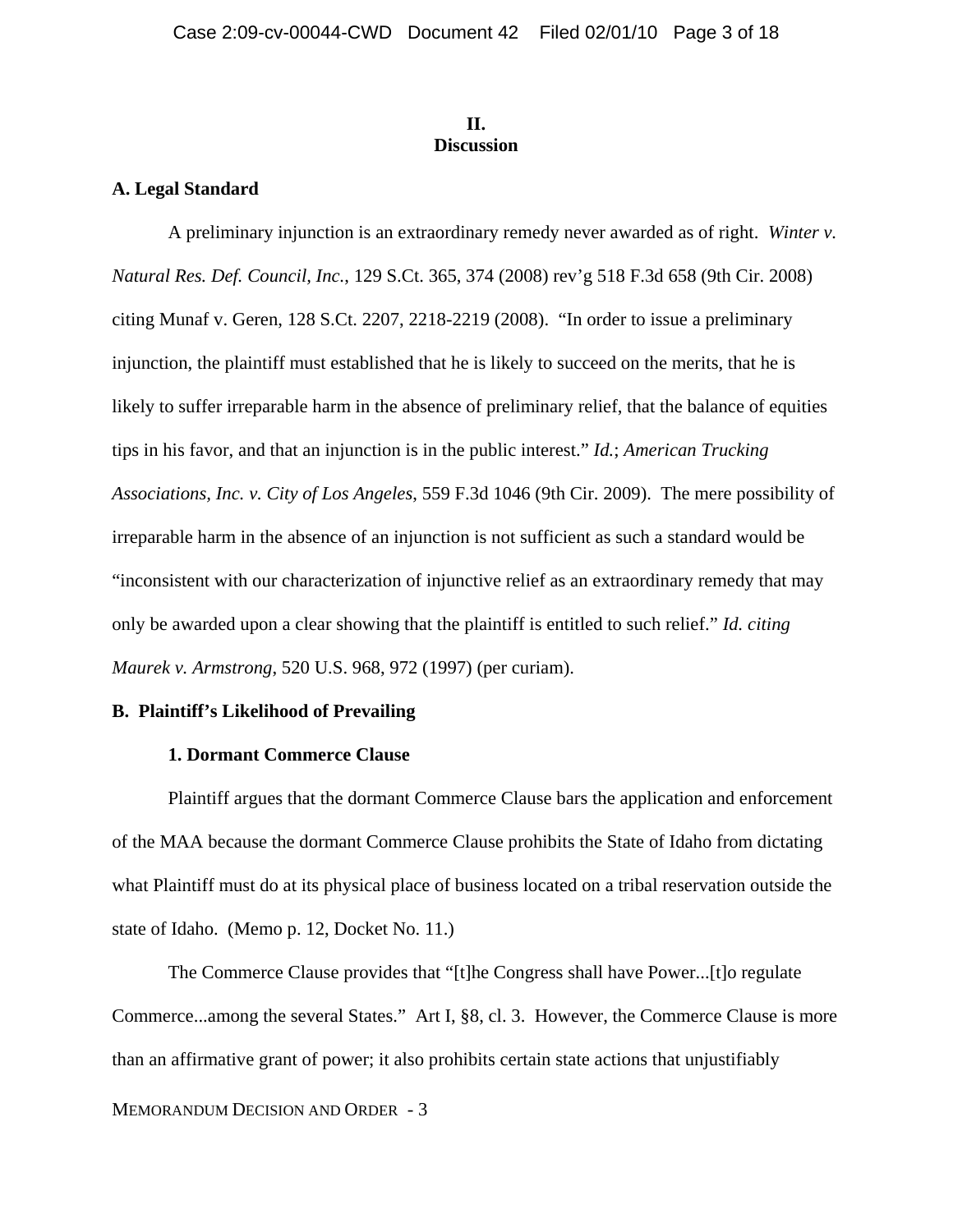## II.
## Discussion

**A. Legal Standard**

A preliminary injunction is an extraordinary remedy never awarded as of right. *Winter v. Natural Res. Def. Council, Inc.*, 129 S.Ct. 365, 374 (2008) rev'g 518 F.3d 658 (9th Cir. 2008) citing Munaf v. Geren, 128 S.Ct. 2207, 2218-2219 (2008). "In order to issue a preliminary injunction, the plaintiff must established that he is likely to succeed on the merits, that he is likely to suffer irreparable harm in the absence of preliminary relief, that the balance of equities tips in his favor, and that an injunction is in the public interest." *Id.*; *American Trucking Associations, Inc. v. City of Los Angeles*, 559 F.3d 1046 (9th Cir. 2009). The mere possibility of irreparable harm in the absence of an injunction is not sufficient as such a standard would be "inconsistent with our characterization of injunctive relief as an extraordinary remedy that may only be awarded upon a clear showing that the plaintiff is entitled to such relief." *Id. citing Maurek v. Armstrong*, 520 U.S. 968, 972 (1997) (per curiam).

**B. Plaintiff's Likelihood of Prevailing**

**1. Dormant Commerce Clause**

Plaintiff argues that the dormant Commerce Clause bars the application and enforcement of the MAA because the dormant Commerce Clause prohibits the State of Idaho from dictating what Plaintiff must do at its physical place of business located on a tribal reservation outside the state of Idaho. (Memo p. 12, Docket No. 11.)

The Commerce Clause provides that "[t]he Congress shall have Power...[t]o regulate Commerce...among the several States." Art I, §8, cl. 3. However, the Commerce Clause is more than an affirmative grant of power; it also prohibits certain state actions that unjustifiably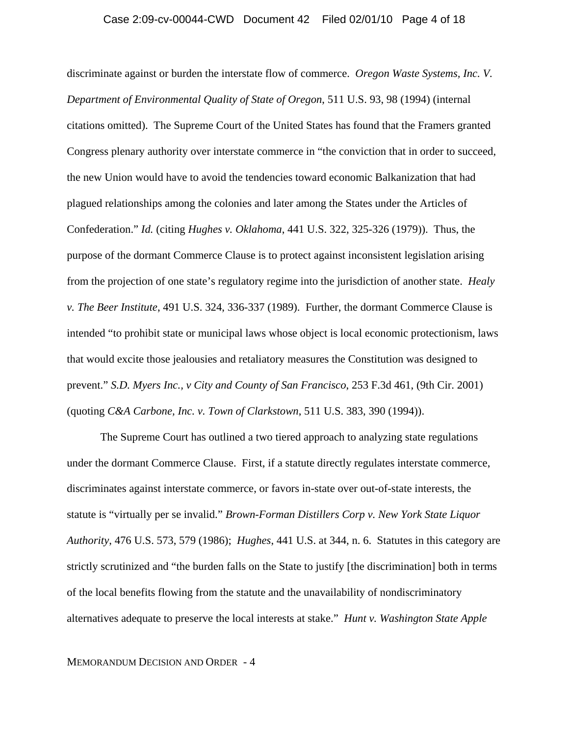discriminate against or burden the interstate flow of commerce. *Oregon Waste Systems, Inc. V. Department of Environmental Quality of State of Oregon*, 511 U.S. 93, 98 (1994) (internal citations omitted). The Supreme Court of the United States has found that the Framers granted Congress plenary authority over interstate commerce in "the conviction that in order to succeed, the new Union would have to avoid the tendencies toward economic Balkanization that had plagued relationships among the colonies and later among the States under the Articles of Confederation." *Id.* (citing *Hughes v. Oklahoma*, 441 U.S. 322, 325-326 (1979)). Thus, the purpose of the dormant Commerce Clause is to protect against inconsistent legislation arising from the projection of one state's regulatory regime into the jurisdiction of another state. *Healy v. The Beer Institute*, 491 U.S. 324, 336-337 (1989). Further, the dormant Commerce Clause is intended "to prohibit state or municipal laws whose object is local economic protectionism, laws that would excite those jealousies and retaliatory measures the Constitution was designed to prevent." *S.D. Myers Inc., v City and County of San Francisco*, 253 F.3d 461, (9th Cir. 2001) (quoting *C&A Carbone, Inc. v. Town of Clarkstown*, 511 U.S. 383, 390 (1994)).

The Supreme Court has outlined a two tiered approach to analyzing state regulations under the dormant Commerce Clause. First, if a statute directly regulates interstate commerce, discriminates against interstate commerce, or favors in-state over out-of-state interests, the statute is "virtually per se invalid." *Brown-Forman Distillers Corp v. New York State Liquor Authority*, 476 U.S. 573, 579 (1986); *Hughes*, 441 U.S. at 344, n. 6. Statutes in this category are strictly scrutinized and "the burden falls on the State to justify [the discrimination] both in terms of the local benefits flowing from the statute and the unavailability of nondiscriminatory alternatives adequate to preserve the local interests at stake." *Hunt v. Washington State Apple*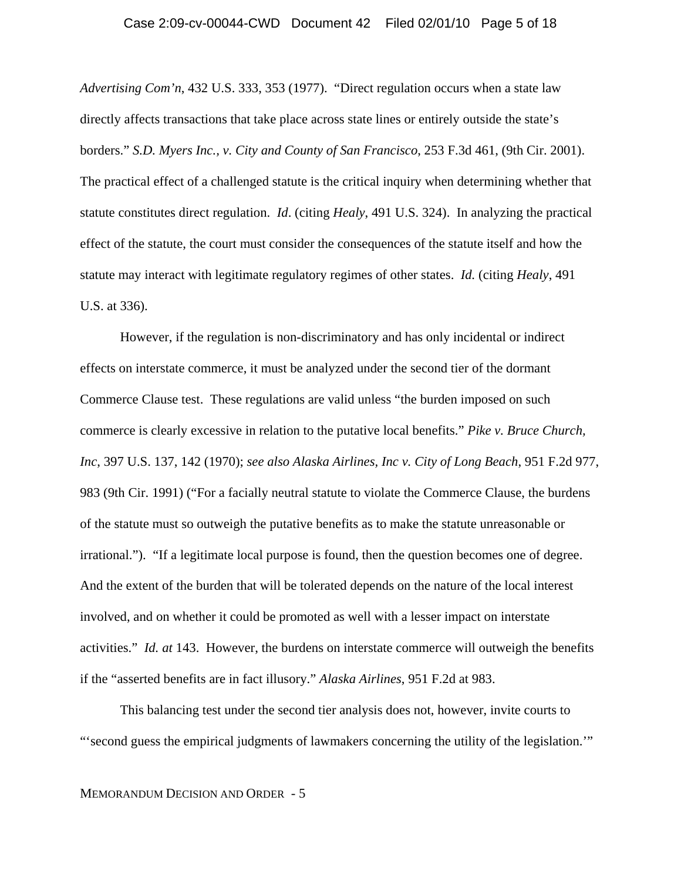*Advertising Com'n*, 432 U.S. 333, 353 (1977). "Direct regulation occurs when a state law directly affects transactions that take place across state lines or entirely outside the state's borders." *S.D. Myers Inc., v. City and County of San Francisco*, 253 F.3d 461, (9th Cir. 2001). The practical effect of a challenged statute is the critical inquiry when determining whether that statute constitutes direct regulation. *Id*. (citing *Healy*, 491 U.S. 324). In analyzing the practical effect of the statute, the court must consider the consequences of the statute itself and how the statute may interact with legitimate regulatory regimes of other states. *Id.* (citing *Healy*, 491 U.S. at 336).

However, if the regulation is non-discriminatory and has only incidental or indirect effects on interstate commerce, it must be analyzed under the second tier of the dormant Commerce Clause test. These regulations are valid unless "the burden imposed on such commerce is clearly excessive in relation to the putative local benefits." *Pike v. Bruce Church, Inc*, 397 U.S. 137, 142 (1970); *see also Alaska Airlines, Inc v. City of Long Beach*, 951 F.2d 977, 983 (9th Cir. 1991) ("For a facially neutral statute to violate the Commerce Clause, the burdens of the statute must so outweigh the putative benefits as to make the statute unreasonable or irrational."). "If a legitimate local purpose is found, then the question becomes one of degree. And the extent of the burden that will be tolerated depends on the nature of the local interest involved, and on whether it could be promoted as well with a lesser impact on interstate activities." *Id. at* 143. However, the burdens on interstate commerce will outweigh the benefits if the "asserted benefits are in fact illusory." *Alaska Airlines*, 951 F.2d at 983.

This balancing test under the second tier analysis does not, however, invite courts to "'second guess the empirical judgments of lawmakers concerning the utility of the legislation.'"

MEMORANDUM DECISION AND ORDER - 5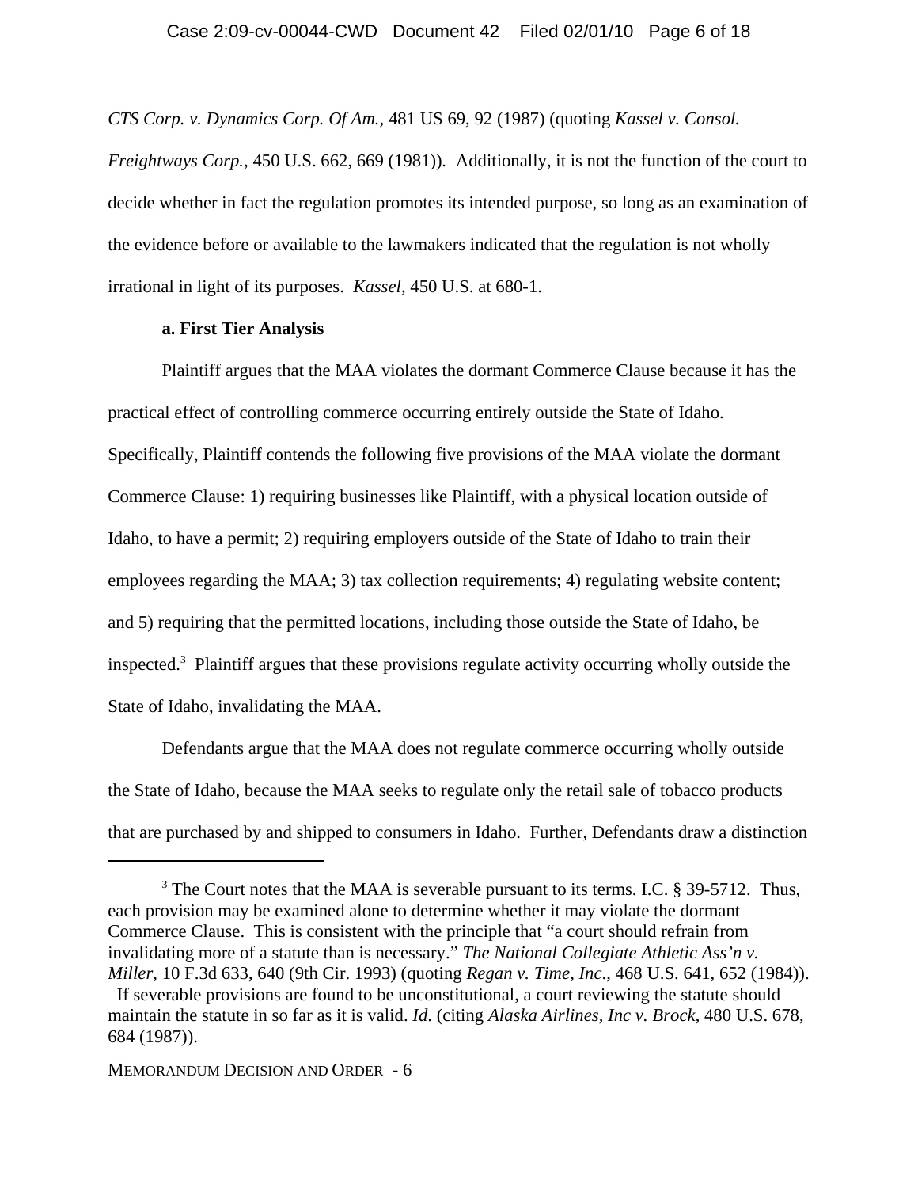*CTS Corp. v. Dynamics Corp. Of Am.*, 481 US 69, 92 (1987) (quoting *Kassel v. Consol. Freightways Corp.*, 450 U.S. 662, 669 (1981)). Additionally, it is not the function of the court to decide whether in fact the regulation promotes its intended purpose, so long as an examination of the evidence before or available to the lawmakers indicated that the regulation is not wholly irrational in light of its purposes. *Kassel*, 450 U.S. at 680-1.

**a. First Tier Analysis**

Plaintiff argues that the MAA violates the dormant Commerce Clause because it has the practical effect of controlling commerce occurring entirely outside the State of Idaho. Specifically, Plaintiff contends the following five provisions of the MAA violate the dormant Commerce Clause: 1) requiring businesses like Plaintiff, with a physical location outside of Idaho, to have a permit; 2) requiring employers outside of the State of Idaho to train their employees regarding the MAA; 3) tax collection requirements; 4) regulating website content; and 5) requiring that the permitted locations, including those outside the State of Idaho, be inspected.[3] Plaintiff argues that these provisions regulate activity occurring wholly outside the State of Idaho, invalidating the MAA.

Defendants argue that the MAA does not regulate commerce occurring wholly outside the State of Idaho, because the MAA seeks to regulate only the retail sale of tobacco products that are purchased by and shipped to consumers in Idaho. Further, Defendants draw a distinction

---

[3] The Court notes that the MAA is severable pursuant to its terms. I.C. § 39-5712. Thus, each provision may be examined alone to determine whether it may violate the dormant Commerce Clause. This is consistent with the principle that "a court should refrain from invalidating more of a statute than is necessary." *The National Collegiate Athletic Ass'n v. Miller*, 10 F.3d 633, 640 (9th Cir. 1993) (quoting *Regan v. Time, Inc*., 468 U.S. 641, 652 (1984)). If severable provisions are found to be unconstitutional, a court reviewing the statute should maintain the statute in so far as it is valid. *Id*. (citing *Alaska Airlines, Inc v. Brock*, 480 U.S. 678, 684 (1987)).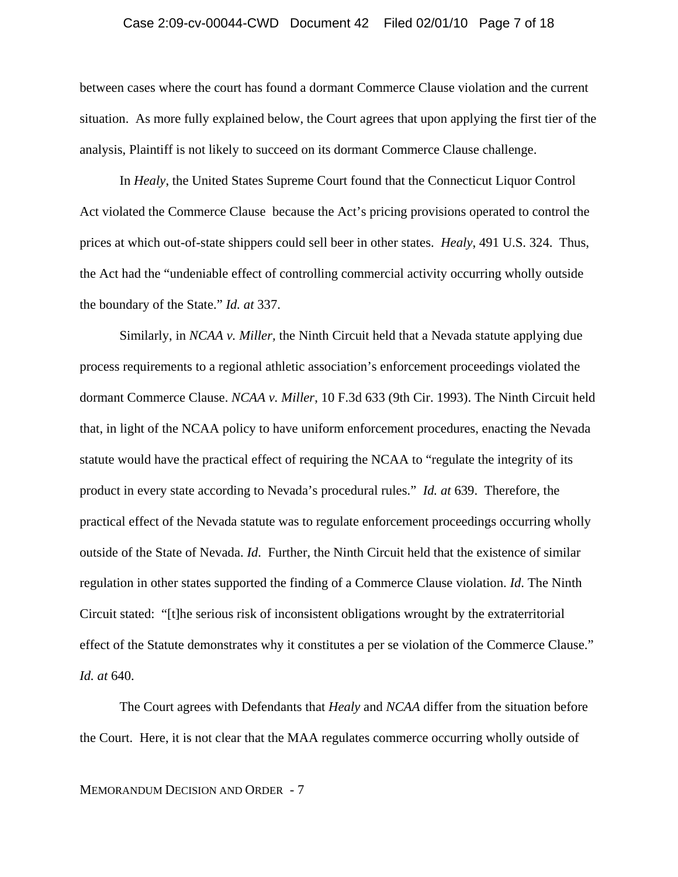between cases where the court has found a dormant Commerce Clause violation and the current situation. As more fully explained below, the Court agrees that upon applying the first tier of the analysis, Plaintiff is not likely to succeed on its dormant Commerce Clause challenge.

In *Healy*, the United States Supreme Court found that the Connecticut Liquor Control Act violated the Commerce Clause because the Act's pricing provisions operated to control the prices at which out-of-state shippers could sell beer in other states. *Healy*, 491 U.S. 324. Thus, the Act had the "undeniable effect of controlling commercial activity occurring wholly outside the boundary of the State." *Id. at* 337.

Similarly, in *NCAA v. Miller*, the Ninth Circuit held that a Nevada statute applying due process requirements to a regional athletic association's enforcement proceedings violated the dormant Commerce Clause. *NCAA v. Miller*, 10 F.3d 633 (9th Cir. 1993). The Ninth Circuit held that, in light of the NCAA policy to have uniform enforcement procedures, enacting the Nevada statute would have the practical effect of requiring the NCAA to "regulate the integrity of its product in every state according to Nevada's procedural rules." *Id. at* 639. Therefore, the practical effect of the Nevada statute was to regulate enforcement proceedings occurring wholly outside of the State of Nevada. *Id*. Further, the Ninth Circuit held that the existence of similar regulation in other states supported the finding of a Commerce Clause violation. *Id*. The Ninth Circuit stated: "[t]he serious risk of inconsistent obligations wrought by the extraterritorial effect of the Statute demonstrates why it constitutes a per se violation of the Commerce Clause." *Id. at* 640.

The Court agrees with Defendants that *Healy* and *NCAA* differ from the situation before the Court. Here, it is not clear that the MAA regulates commerce occurring wholly outside of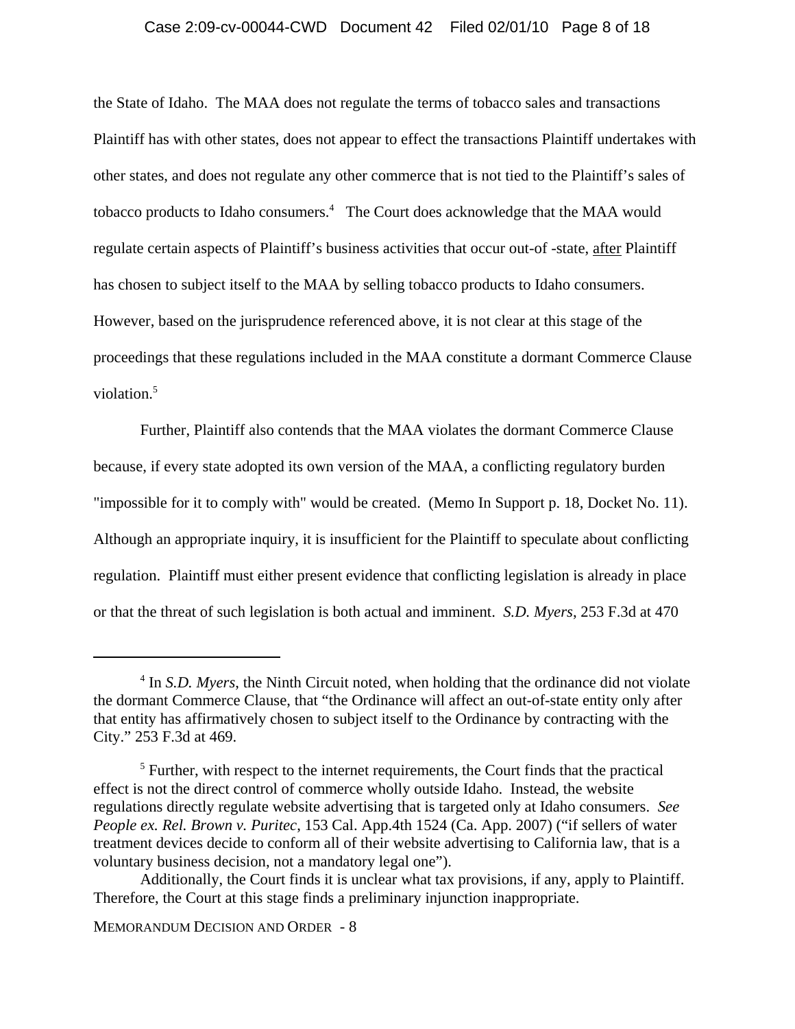the State of Idaho. The MAA does not regulate the terms of tobacco sales and transactions Plaintiff has with other states, does not appear to effect the transactions Plaintiff undertakes with other states, and does not regulate any other commerce that is not tied to the Plaintiff's sales of tobacco products to Idaho consumers.[4] The Court does acknowledge that the MAA would regulate certain aspects of Plaintiff's business activities that occur out-of -state, <u>after</u> Plaintiff has chosen to subject itself to the MAA by selling tobacco products to Idaho consumers. However, based on the jurisprudence referenced above, it is not clear at this stage of the proceedings that these regulations included in the MAA constitute a dormant Commerce Clause violation.[5]

Further, Plaintiff also contends that the MAA violates the dormant Commerce Clause because, if every state adopted its own version of the MAA, a conflicting regulatory burden "impossible for it to comply with" would be created. (Memo In Support p. 18, Docket No. 11). Although an appropriate inquiry, it is insufficient for the Plaintiff to speculate about conflicting regulation. Plaintiff must either present evidence that conflicting legislation is already in place or that the threat of such legislation is both actual and imminent. *S.D. Myers*, 253 F.3d at 470

---

[4] In *S.D. Myers*, the Ninth Circuit noted, when holding that the ordinance did not violate the dormant Commerce Clause, that "the Ordinance will affect an out-of-state entity only after that entity has affirmatively chosen to subject itself to the Ordinance by contracting with the City." 253 F.3d at 469.

[5] Further, with respect to the internet requirements, the Court finds that the practical effect is not the direct control of commerce wholly outside Idaho. Instead, the website regulations directly regulate website advertising that is targeted only at Idaho consumers. *See People ex. Rel. Brown v. Puritec*, 153 Cal. App.4th 1524 (Ca. App. 2007) ("if sellers of water treatment devices decide to conform all of their website advertising to California law, that is a voluntary business decision, not a mandatory legal one").

Additionally, the Court finds it is unclear what tax provisions, if any, apply to Plaintiff. Therefore, the Court at this stage finds a preliminary injunction inappropriate.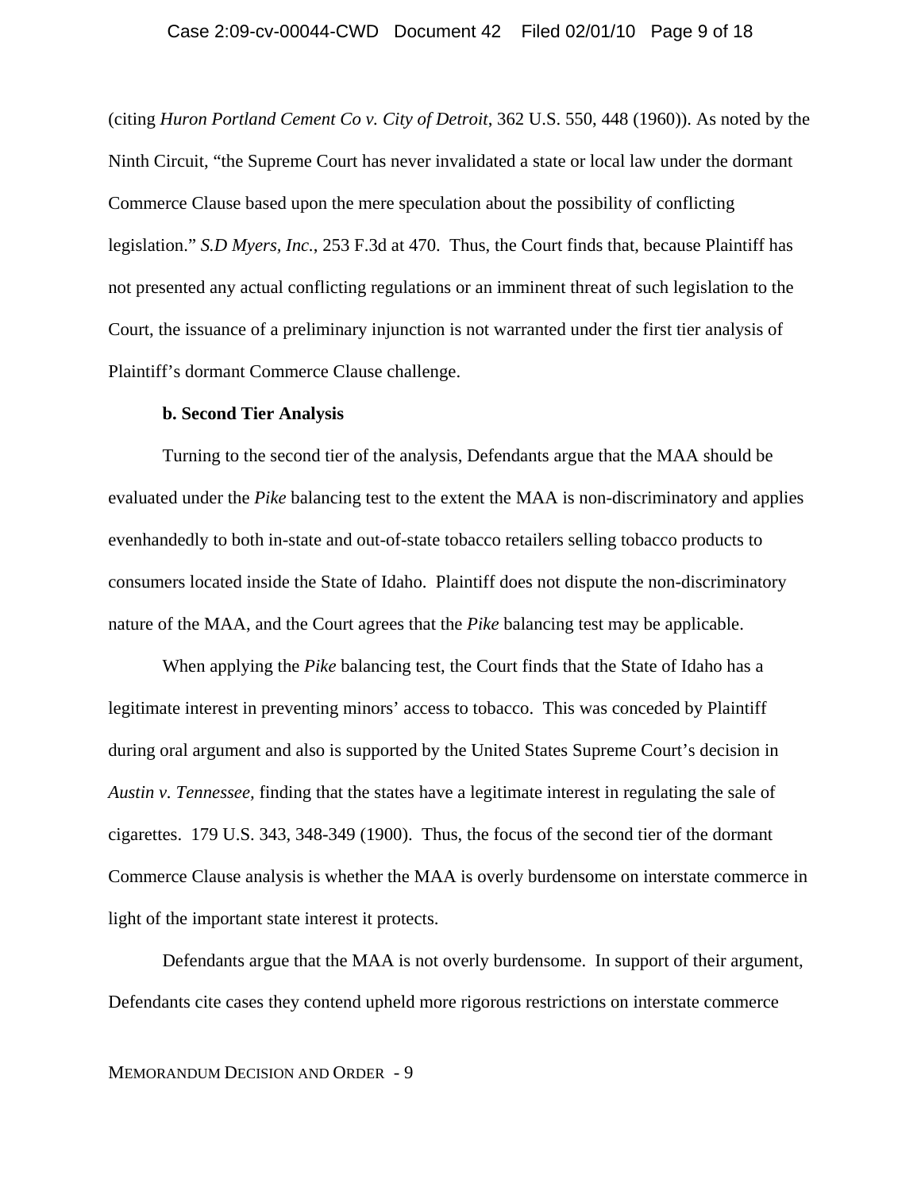(citing *Huron Portland Cement Co v. City of Detroit*, 362 U.S. 550, 448 (1960)). As noted by the Ninth Circuit, "the Supreme Court has never invalidated a state or local law under the dormant Commerce Clause based upon the mere speculation about the possibility of conflicting legislation." *S.D Myers, Inc.*, 253 F.3d at 470. Thus, the Court finds that, because Plaintiff has not presented any actual conflicting regulations or an imminent threat of such legislation to the Court, the issuance of a preliminary injunction is not warranted under the first tier analysis of Plaintiff's dormant Commerce Clause challenge.

**b. Second Tier Analysis**

Turning to the second tier of the analysis, Defendants argue that the MAA should be evaluated under the *Pike* balancing test to the extent the MAA is non-discriminatory and applies evenhandedly to both in-state and out-of-state tobacco retailers selling tobacco products to consumers located inside the State of Idaho. Plaintiff does not dispute the non-discriminatory nature of the MAA, and the Court agrees that the *Pike* balancing test may be applicable.

When applying the *Pike* balancing test, the Court finds that the State of Idaho has a legitimate interest in preventing minors' access to tobacco. This was conceded by Plaintiff during oral argument and also is supported by the United States Supreme Court's decision in *Austin v. Tennessee,* finding that the states have a legitimate interest in regulating the sale of cigarettes. 179 U.S. 343, 348-349 (1900). Thus, the focus of the second tier of the dormant Commerce Clause analysis is whether the MAA is overly burdensome on interstate commerce in light of the important state interest it protects.

Defendants argue that the MAA is not overly burdensome. In support of their argument, Defendants cite cases they contend upheld more rigorous restrictions on interstate commerce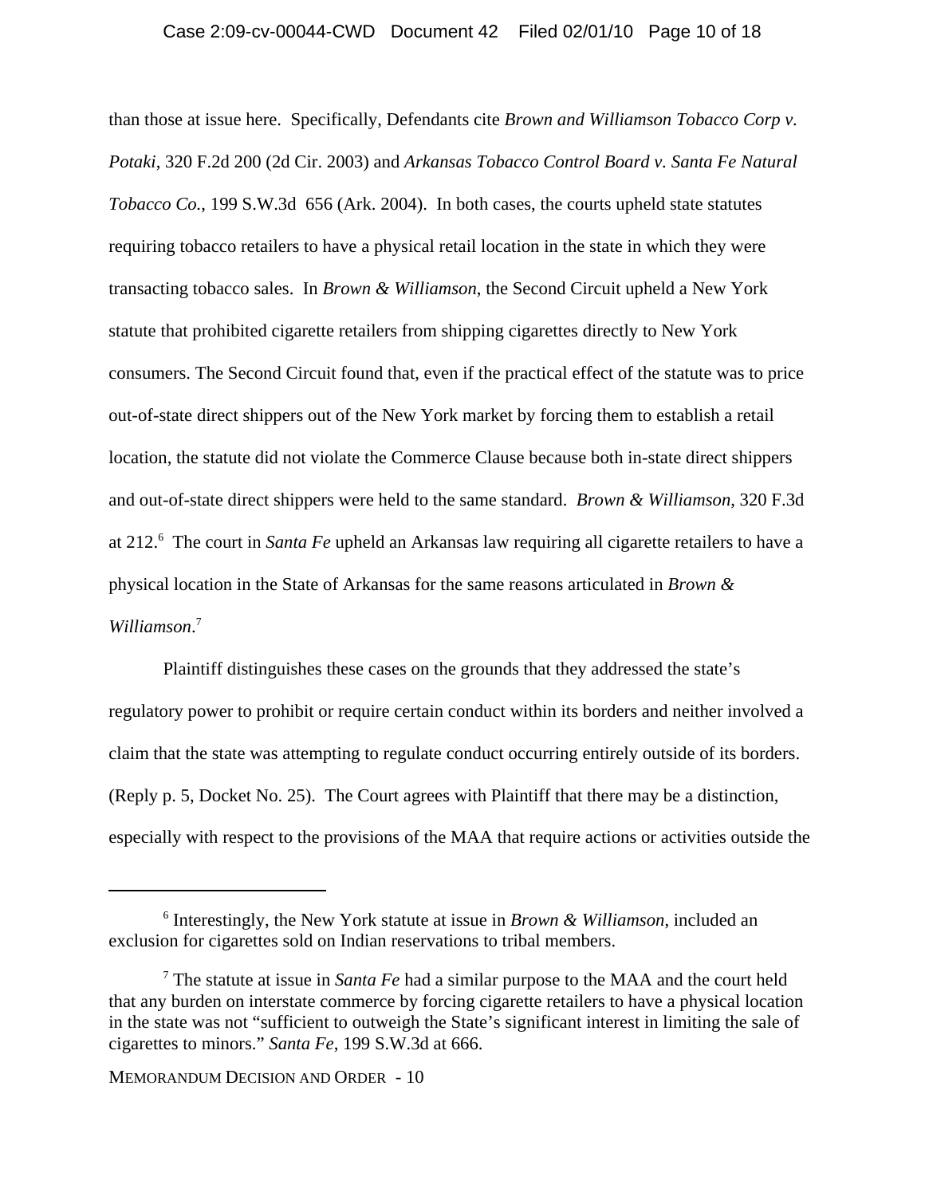than those at issue here. Specifically, Defendants cite *Brown and Williamson Tobacco Corp v. Potaki*, 320 F.2d 200 (2d Cir. 2003) and *Arkansas Tobacco Control Board v. Santa Fe Natural Tobacco Co.*, 199 S.W.3d 656 (Ark. 2004). In both cases, the courts upheld state statutes requiring tobacco retailers to have a physical retail location in the state in which they were transacting tobacco sales. In *Brown & Williamson*, the Second Circuit upheld a New York statute that prohibited cigarette retailers from shipping cigarettes directly to New York consumers. The Second Circuit found that, even if the practical effect of the statute was to price out-of-state direct shippers out of the New York market by forcing them to establish a retail location, the statute did not violate the Commerce Clause because both in-state direct shippers and out-of-state direct shippers were held to the same standard. *Brown & Williamson*, 320 F.3d at 212.[6] The court in *Santa Fe* upheld an Arkansas law requiring all cigarette retailers to have a physical location in the State of Arkansas for the same reasons articulated in *Brown & Williamson*.[7]

Plaintiff distinguishes these cases on the grounds that they addressed the state's regulatory power to prohibit or require certain conduct within its borders and neither involved a claim that the state was attempting to regulate conduct occurring entirely outside of its borders. (Reply p. 5, Docket No. 25). The Court agrees with Plaintiff that there may be a distinction, especially with respect to the provisions of the MAA that require actions or activities outside the

---

[6] Interestingly, the New York statute at issue in *Brown & Williamson*, included an exclusion for cigarettes sold on Indian reservations to tribal members.

[7] The statute at issue in *Santa Fe* had a similar purpose to the MAA and the court held that any burden on interstate commerce by forcing cigarette retailers to have a physical location in the state was not "sufficient to outweigh the State's significant interest in limiting the sale of cigarettes to minors." *Santa Fe*, 199 S.W.3d at 666.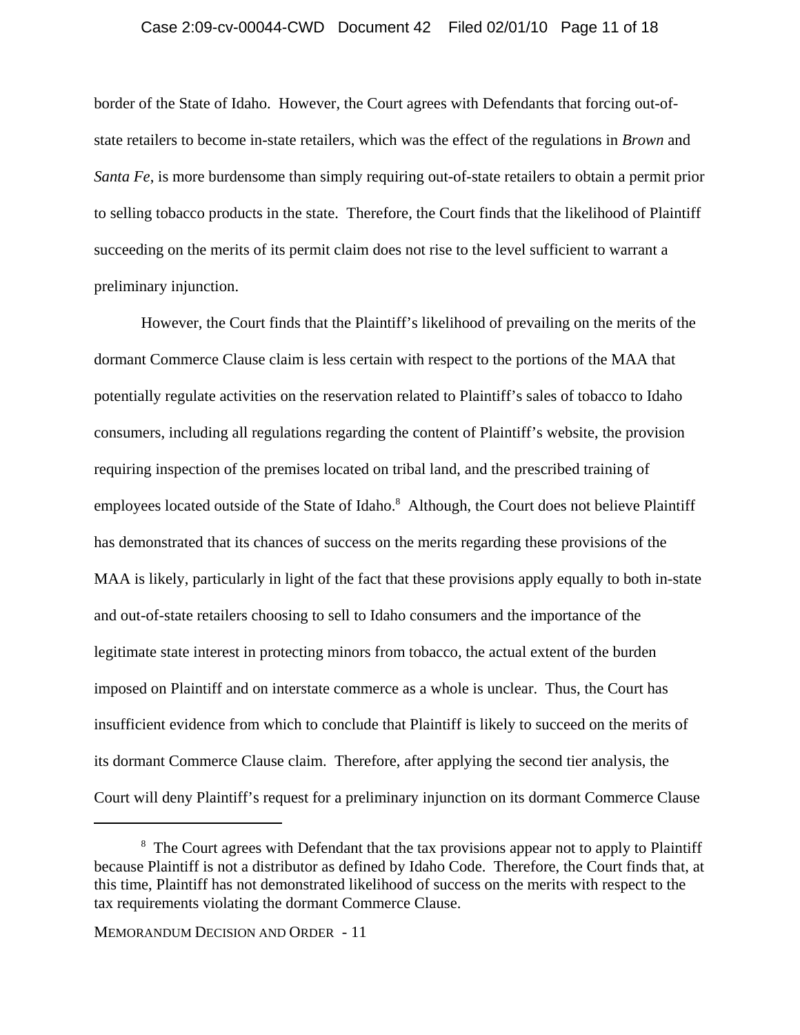border of the State of Idaho. However, the Court agrees with Defendants that forcing out-of-state retailers to become in-state retailers, which was the effect of the regulations in *Brown* and *Santa Fe*, is more burdensome than simply requiring out-of-state retailers to obtain a permit prior to selling tobacco products in the state. Therefore, the Court finds that the likelihood of Plaintiff succeeding on the merits of its permit claim does not rise to the level sufficient to warrant a preliminary injunction.

However, the Court finds that the Plaintiff's likelihood of prevailing on the merits of the dormant Commerce Clause claim is less certain with respect to the portions of the MAA that potentially regulate activities on the reservation related to Plaintiff's sales of tobacco to Idaho consumers, including all regulations regarding the content of Plaintiff's website, the provision requiring inspection of the premises located on tribal land, and the prescribed training of employees located outside of the State of Idaho.[8] Although, the Court does not believe Plaintiff has demonstrated that its chances of success on the merits regarding these provisions of the MAA is likely, particularly in light of the fact that these provisions apply equally to both in-state and out-of-state retailers choosing to sell to Idaho consumers and the importance of the legitimate state interest in protecting minors from tobacco, the actual extent of the burden imposed on Plaintiff and on interstate commerce as a whole is unclear. Thus, the Court has insufficient evidence from which to conclude that Plaintiff is likely to succeed on the merits of its dormant Commerce Clause claim. Therefore, after applying the second tier analysis, the Court will deny Plaintiff's request for a preliminary injunction on its dormant Commerce Clause

---

[8] The Court agrees with Defendant that the tax provisions appear not to apply to Plaintiff because Plaintiff is not a distributor as defined by Idaho Code. Therefore, the Court finds that, at this time, Plaintiff has not demonstrated likelihood of success on the merits with respect to the tax requirements violating the dormant Commerce Clause.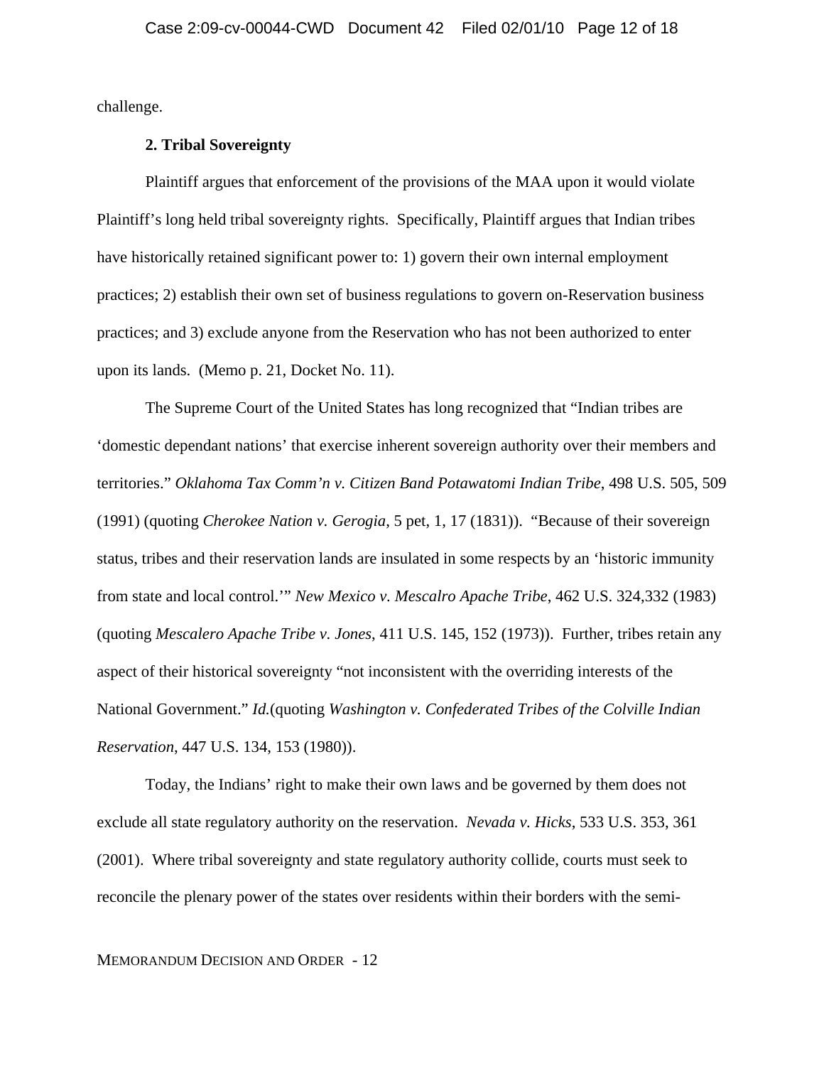challenge.

**2. Tribal Sovereignty**

Plaintiff argues that enforcement of the provisions of the MAA upon it would violate Plaintiff's long held tribal sovereignty rights. Specifically, Plaintiff argues that Indian tribes have historically retained significant power to: 1) govern their own internal employment practices; 2) establish their own set of business regulations to govern on-Reservation business practices; and 3) exclude anyone from the Reservation who has not been authorized to enter upon its lands. (Memo p. 21, Docket No. 11).

The Supreme Court of the United States has long recognized that "Indian tribes are 'domestic dependant nations' that exercise inherent sovereign authority over their members and territories." *Oklahoma Tax Comm'n v. Citizen Band Potawatomi Indian Tribe*, 498 U.S. 505, 509 (1991) (quoting *Cherokee Nation v. Gerogia*, 5 pet, 1, 17 (1831)). "Because of their sovereign status, tribes and their reservation lands are insulated in some respects by an 'historic immunity from state and local control.'" *New Mexico v. Mescalro Apache Tribe*, 462 U.S. 324,332 (1983) (quoting *Mescalero Apache Tribe v. Jones*, 411 U.S. 145, 152 (1973)). Further, tribes retain any aspect of their historical sovereignty "not inconsistent with the overriding interests of the National Government." *Id.*(quoting *Washington v. Confederated Tribes of the Colville Indian Reservation*, 447 U.S. 134, 153 (1980)).

Today, the Indians' right to make their own laws and be governed by them does not exclude all state regulatory authority on the reservation. *Nevada v. Hicks*, 533 U.S. 353, 361 (2001). Where tribal sovereignty and state regulatory authority collide, courts must seek to reconcile the plenary power of the states over residents within their borders with the semi-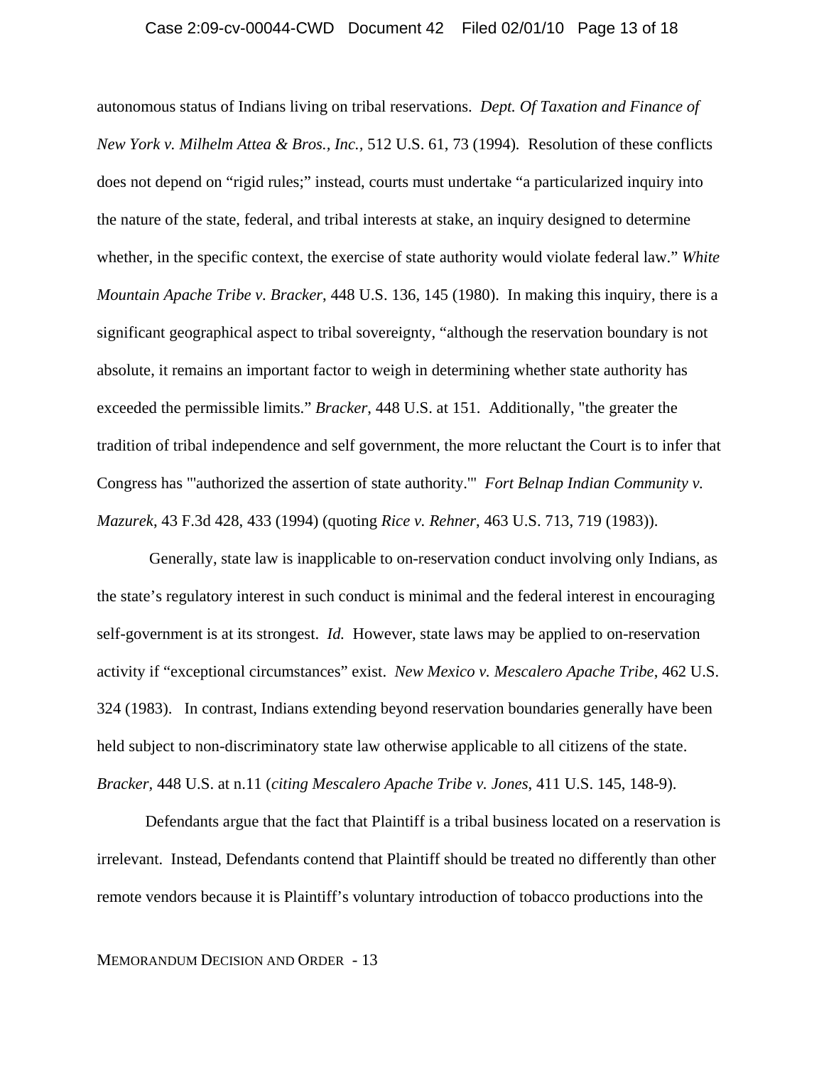autonomous status of Indians living on tribal reservations. *Dept. Of Taxation and Finance of New York v. Milhelm Attea & Bros., Inc.*, 512 U.S. 61, 73 (1994). Resolution of these conflicts does not depend on "rigid rules;" instead, courts must undertake "a particularized inquiry into the nature of the state, federal, and tribal interests at stake, an inquiry designed to determine whether, in the specific context, the exercise of state authority would violate federal law." *White Mountain Apache Tribe v. Bracker*, 448 U.S. 136, 145 (1980). In making this inquiry, there is a significant geographical aspect to tribal sovereignty, "although the reservation boundary is not absolute, it remains an important factor to weigh in determining whether state authority has exceeded the permissible limits." *Bracker*, 448 U.S. at 151. Additionally, "the greater the tradition of tribal independence and self government, the more reluctant the Court is to infer that Congress has "'authorized the assertion of state authority.'" *Fort Belnap Indian Community v. Mazurek*, 43 F.3d 428, 433 (1994) (quoting *Rice v. Rehner*, 463 U.S. 713, 719 (1983)).

Generally, state law is inapplicable to on-reservation conduct involving only Indians, as the state's regulatory interest in such conduct is minimal and the federal interest in encouraging self-government is at its strongest. *Id.* However, state laws may be applied to on-reservation activity if "exceptional circumstances" exist. *New Mexico v. Mescalero Apache Tribe*, 462 U.S. 324 (1983). In contrast, Indians extending beyond reservation boundaries generally have been held subject to non-discriminatory state law otherwise applicable to all citizens of the state. *Bracker*, 448 U.S. at n.11 (*citing Mescalero Apache Tribe v. Jones*, 411 U.S. 145, 148-9).

Defendants argue that the fact that Plaintiff is a tribal business located on a reservation is irrelevant. Instead, Defendants contend that Plaintiff should be treated no differently than other remote vendors because it is Plaintiff's voluntary introduction of tobacco productions into the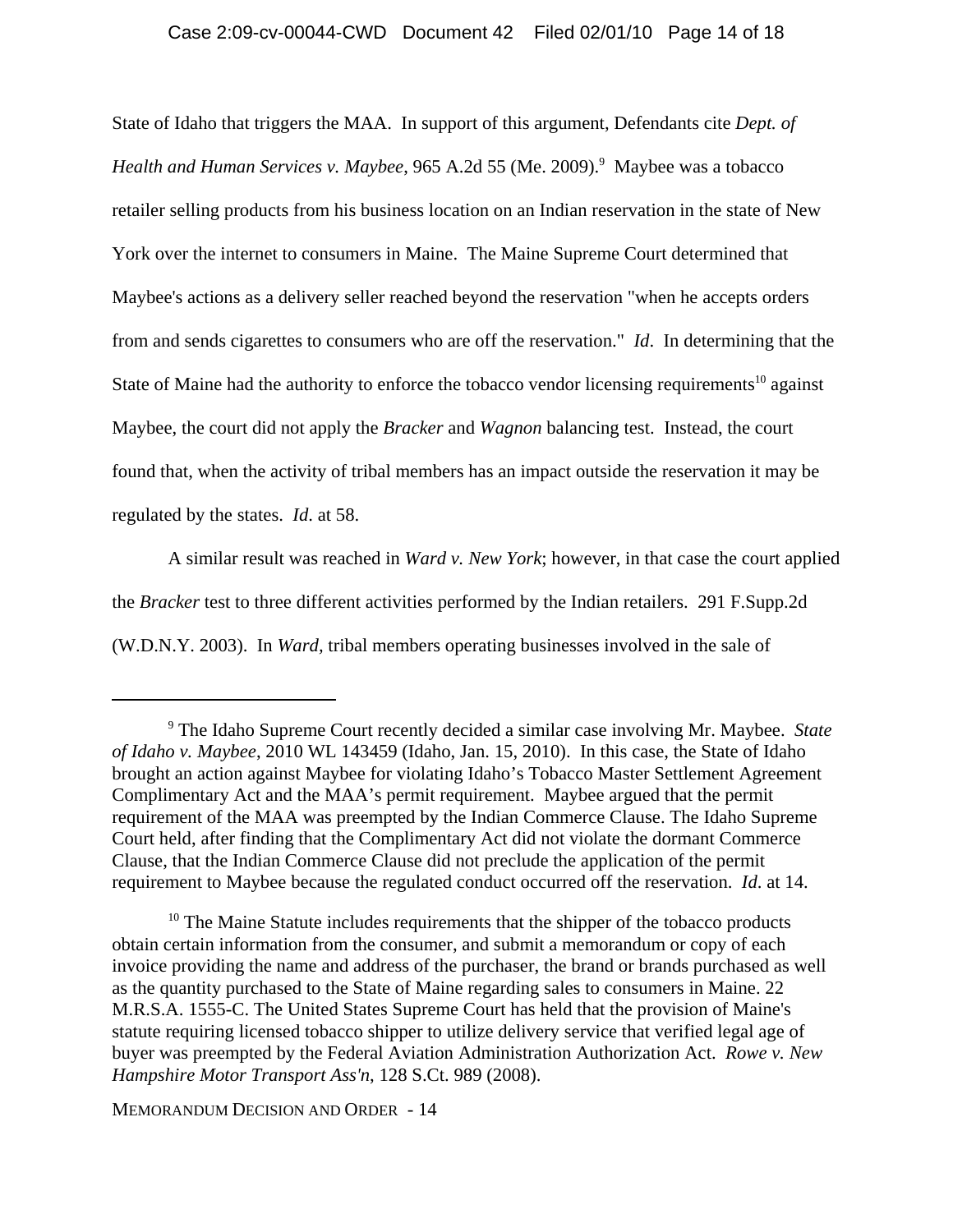State of Idaho that triggers the MAA. In support of this argument, Defendants cite *Dept. of Health and Human Services v. Maybee*, 965 A.2d 55 (Me. 2009).[9] Maybee was a tobacco retailer selling products from his business location on an Indian reservation in the state of New York over the internet to consumers in Maine. The Maine Supreme Court determined that Maybee's actions as a delivery seller reached beyond the reservation "when he accepts orders from and sends cigarettes to consumers who are off the reservation." *Id*. In determining that the State of Maine had the authority to enforce the tobacco vendor licensing requirements[10] against Maybee, the court did not apply the *Bracker* and *Wagnon* balancing test. Instead, the court found that, when the activity of tribal members has an impact outside the reservation it may be regulated by the states. *Id*. at 58.

A similar result was reached in *Ward v. New York*; however, in that case the court applied the *Bracker* test to three different activities performed by the Indian retailers. 291 F.Supp.2d (W.D.N.Y. 2003). In *Ward*, tribal members operating businesses involved in the sale of

---

[9] The Idaho Supreme Court recently decided a similar case involving Mr. Maybee. *State of Idaho v. Maybee*, 2010 WL 143459 (Idaho, Jan. 15, 2010). In this case, the State of Idaho brought an action against Maybee for violating Idaho's Tobacco Master Settlement Agreement Complimentary Act and the MAA's permit requirement. Maybee argued that the permit requirement of the MAA was preempted by the Indian Commerce Clause. The Idaho Supreme Court held, after finding that the Complimentary Act did not violate the dormant Commerce Clause, that the Indian Commerce Clause did not preclude the application of the permit requirement to Maybee because the regulated conduct occurred off the reservation. *Id*. at 14.

[10] The Maine Statute includes requirements that the shipper of the tobacco products obtain certain information from the consumer, and submit a memorandum or copy of each invoice providing the name and address of the purchaser, the brand or brands purchased as well as the quantity purchased to the State of Maine regarding sales to consumers in Maine. 22 M.R.S.A. 1555-C. The United States Supreme Court has held that the provision of Maine's statute requiring licensed tobacco shipper to utilize delivery service that verified legal age of buyer was preempted by the Federal Aviation Administration Authorization Act. *Rowe v. New Hampshire Motor Transport Ass'n*, 128 S.Ct. 989 (2008).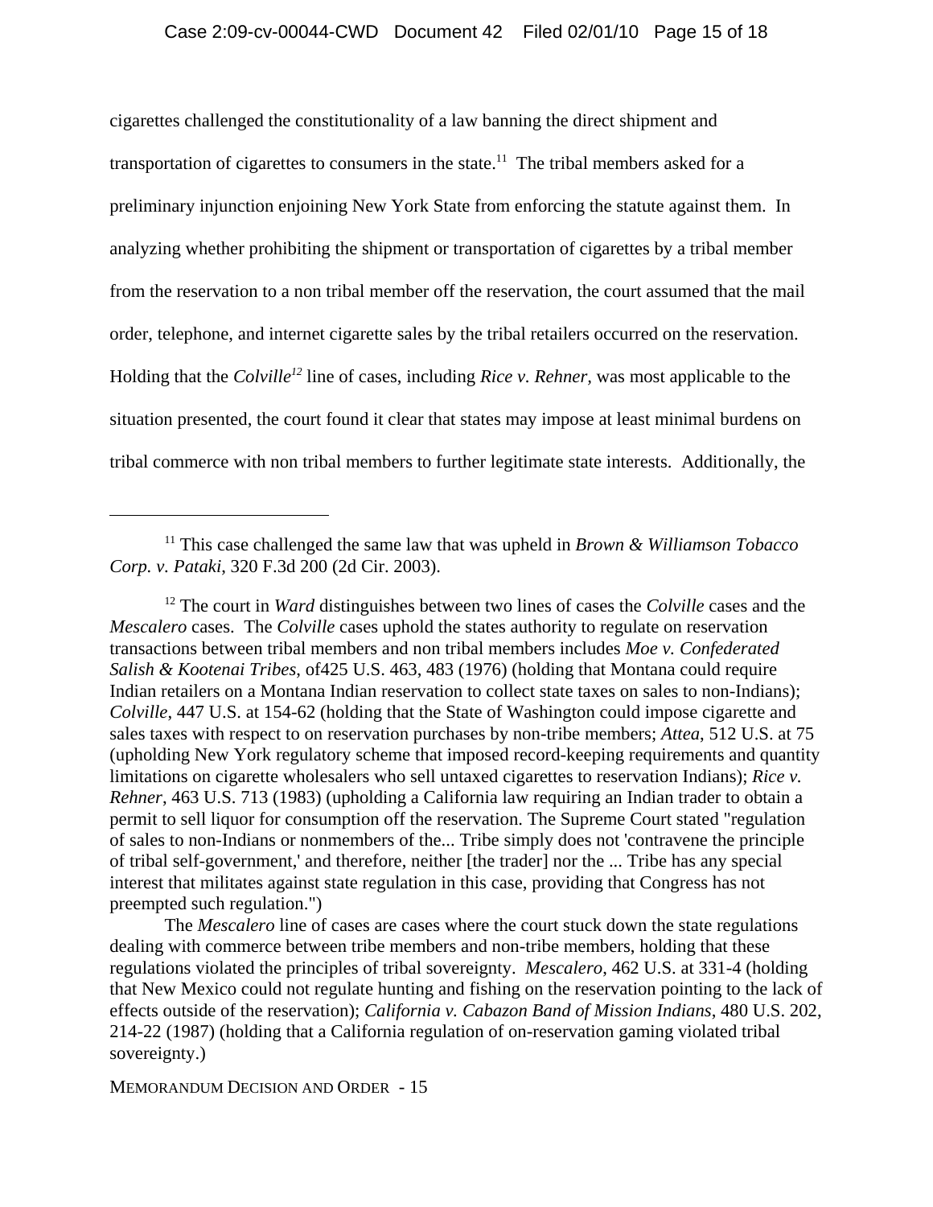cigarettes challenged the constitutionality of a law banning the direct shipment and transportation of cigarettes to consumers in the state.[11] The tribal members asked for a preliminary injunction enjoining New York State from enforcing the statute against them. In analyzing whether prohibiting the shipment or transportation of cigarettes by a tribal member from the reservation to a non tribal member off the reservation, the court assumed that the mail order, telephone, and internet cigarette sales by the tribal retailers occurred on the reservation. Holding that the *Colville*[12] line of cases, including *Rice v. Rehner*, was most applicable to the situation presented, the court found it clear that states may impose at least minimal burdens on tribal commerce with non tribal members to further legitimate state interests. Additionally, the

---

[11] This case challenged the same law that was upheld in *Brown & Williamson Tobacco Corp. v. Pataki*, 320 F.3d 200 (2d Cir. 2003).

[12] The court in *Ward* distinguishes between two lines of cases the *Colville* cases and the *Mescalero* cases. The *Colville* cases uphold the states authority to regulate on reservation transactions between tribal members and non tribal members includes *Moe v. Confederated Salish & Kootenai Tribes*, of425 U.S. 463, 483 (1976) (holding that Montana could require Indian retailers on a Montana Indian reservation to collect state taxes on sales to non-Indians); *Colville*, 447 U.S. at 154-62 (holding that the State of Washington could impose cigarette and sales taxes with respect to on reservation purchases by non-tribe members; *Attea*, 512 U.S. at 75 (upholding New York regulatory scheme that imposed record-keeping requirements and quantity limitations on cigarette wholesalers who sell untaxed cigarettes to reservation Indians); *Rice v. Rehner*, 463 U.S. 713 (1983) (upholding a California law requiring an Indian trader to obtain a permit to sell liquor for consumption off the reservation. The Supreme Court stated "regulation of sales to non-Indians or nonmembers of the... Tribe simply does not 'contravene the principle of tribal self-government,' and therefore, neither [the trader] nor the ... Tribe has any special interest that militates against state regulation in this case, providing that Congress has not preempted such regulation.")

The *Mescalero* line of cases are cases where the court stuck down the state regulations dealing with commerce between tribe members and non-tribe members, holding that these regulations violated the principles of tribal sovereignty. *Mescalero*, 462 U.S. at 331-4 (holding that New Mexico could not regulate hunting and fishing on the reservation pointing to the lack of effects outside of the reservation); *California v. Cabazon Band of Mission Indians*, 480 U.S. 202, 214-22 (1987) (holding that a California regulation of on-reservation gaming violated tribal sovereignty.)

MEMORANDUM DECISION AND ORDER - 15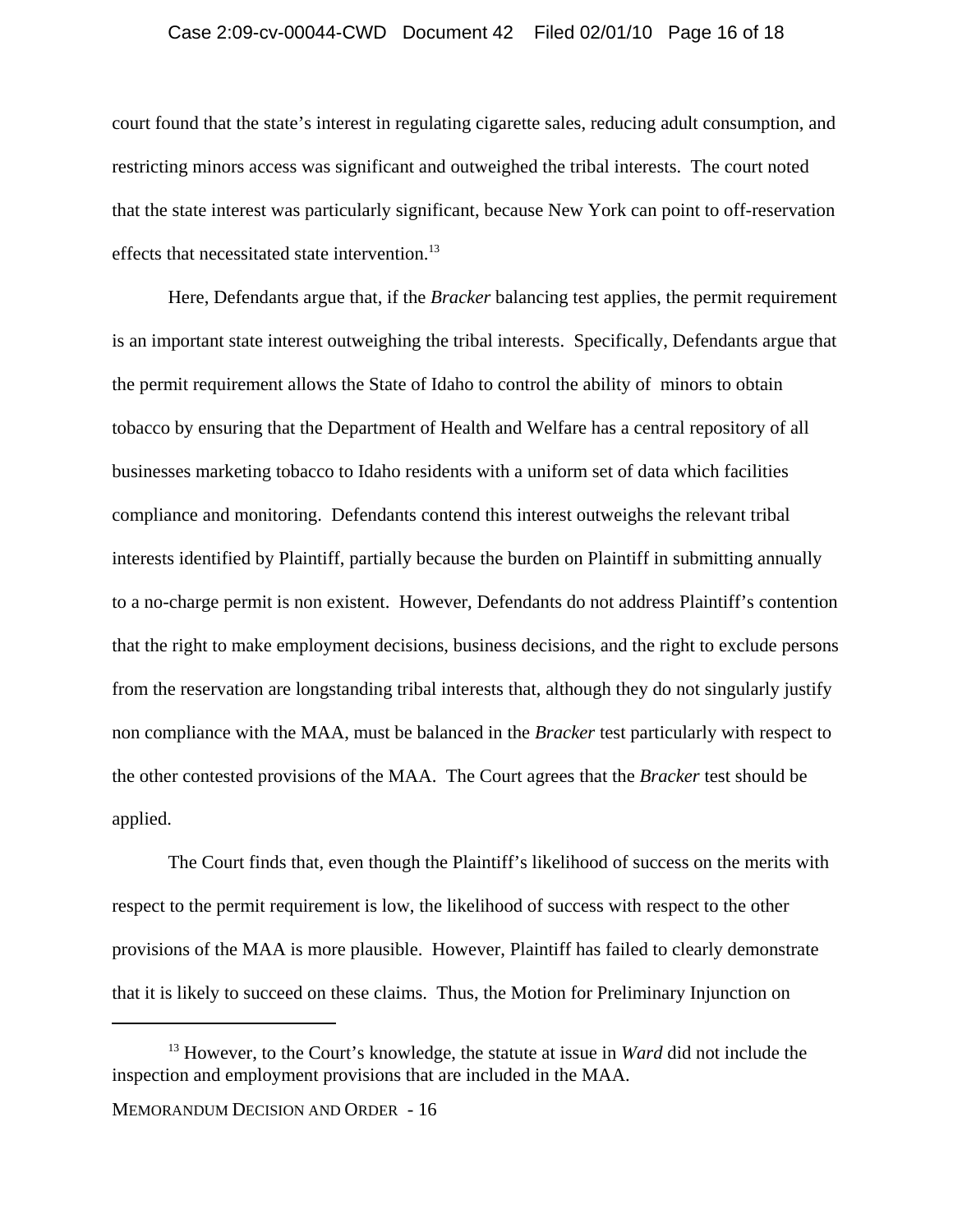court found that the state's interest in regulating cigarette sales, reducing adult consumption, and restricting minors access was significant and outweighed the tribal interests. The court noted that the state interest was particularly significant, because New York can point to off-reservation effects that necessitated state intervention.[13]

Here, Defendants argue that, if the *Bracker* balancing test applies, the permit requirement is an important state interest outweighing the tribal interests. Specifically, Defendants argue that the permit requirement allows the State of Idaho to control the ability of minors to obtain tobacco by ensuring that the Department of Health and Welfare has a central repository of all businesses marketing tobacco to Idaho residents with a uniform set of data which facilities compliance and monitoring. Defendants contend this interest outweighs the relevant tribal interests identified by Plaintiff, partially because the burden on Plaintiff in submitting annually to a no-charge permit is non existent. However, Defendants do not address Plaintiff's contention that the right to make employment decisions, business decisions, and the right to exclude persons from the reservation are longstanding tribal interests that, although they do not singularly justify non compliance with the MAA, must be balanced in the *Bracker* test particularly with respect to the other contested provisions of the MAA. The Court agrees that the *Bracker* test should be applied.

The Court finds that, even though the Plaintiff's likelihood of success on the merits with respect to the permit requirement is low, the likelihood of success with respect to the other provisions of the MAA is more plausible. However, Plaintiff has failed to clearly demonstrate that it is likely to succeed on these claims. Thus, the Motion for Preliminary Injunction on

[13] However, to the Court's knowledge, the statute at issue in *Ward* did not include the inspection and employment provisions that are included in the MAA.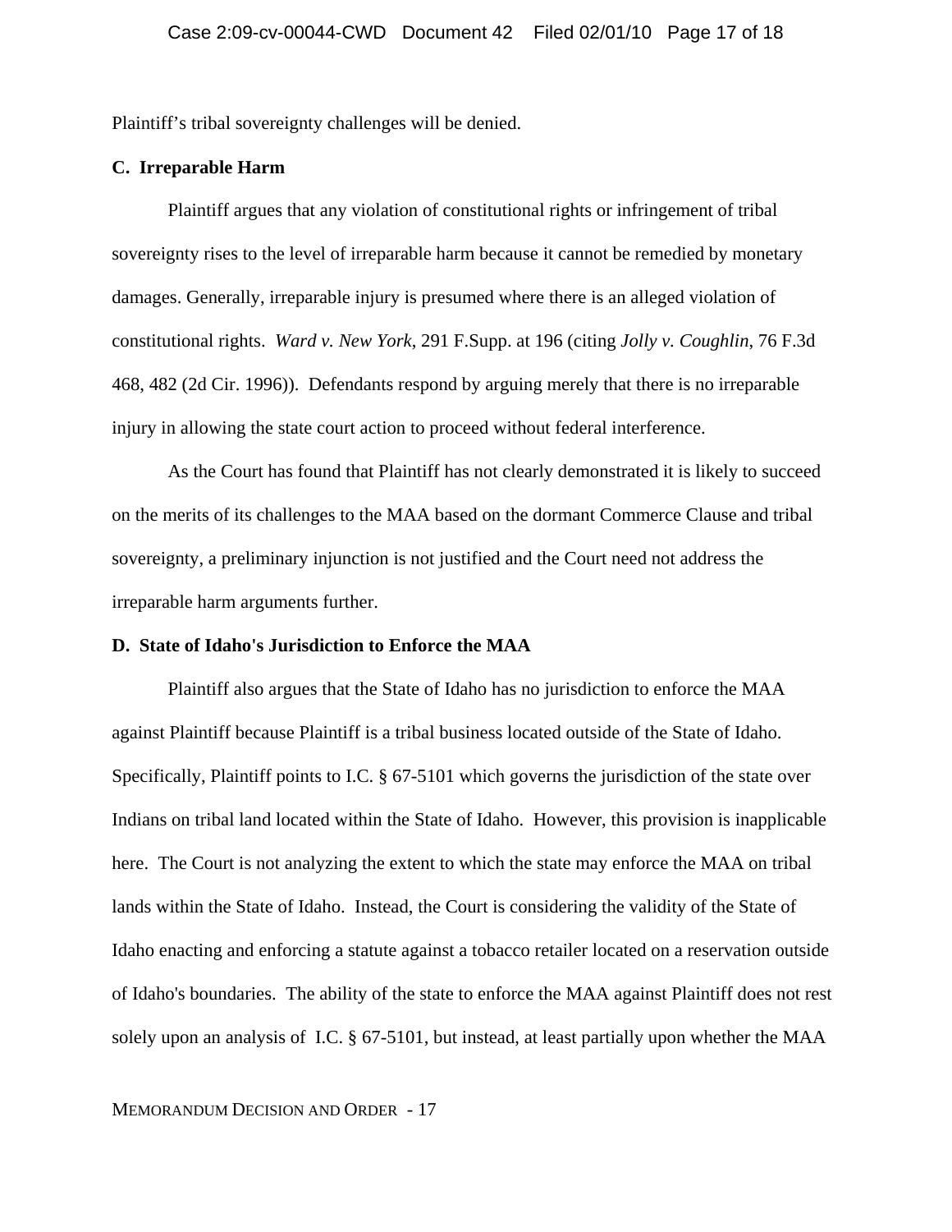Plaintiff's tribal sovereignty challenges will be denied.

**C. Irreparable Harm**

Plaintiff argues that any violation of constitutional rights or infringement of tribal sovereignty rises to the level of irreparable harm because it cannot be remedied by monetary damages. Generally, irreparable injury is presumed where there is an alleged violation of constitutional rights. *Ward v. New York*, 291 F.Supp. at 196 (citing *Jolly v. Coughlin*, 76 F.3d 468, 482 (2d Cir. 1996)). Defendants respond by arguing merely that there is no irreparable injury in allowing the state court action to proceed without federal interference.

As the Court has found that Plaintiff has not clearly demonstrated it is likely to succeed on the merits of its challenges to the MAA based on the dormant Commerce Clause and tribal sovereignty, a preliminary injunction is not justified and the Court need not address the irreparable harm arguments further.

**D. State of Idaho's Jurisdiction to Enforce the MAA**

Plaintiff also argues that the State of Idaho has no jurisdiction to enforce the MAA against Plaintiff because Plaintiff is a tribal business located outside of the State of Idaho. Specifically, Plaintiff points to I.C. § 67-5101 which governs the jurisdiction of the state over Indians on tribal land located within the State of Idaho. However, this provision is inapplicable here. The Court is not analyzing the extent to which the state may enforce the MAA on tribal lands within the State of Idaho. Instead, the Court is considering the validity of the State of Idaho enacting and enforcing a statute against a tobacco retailer located on a reservation outside of Idaho's boundaries. The ability of the state to enforce the MAA against Plaintiff does not rest solely upon an analysis of I.C. § 67-5101, but instead, at least partially upon whether the MAA

MEMORANDUM DECISION AND ORDER - 17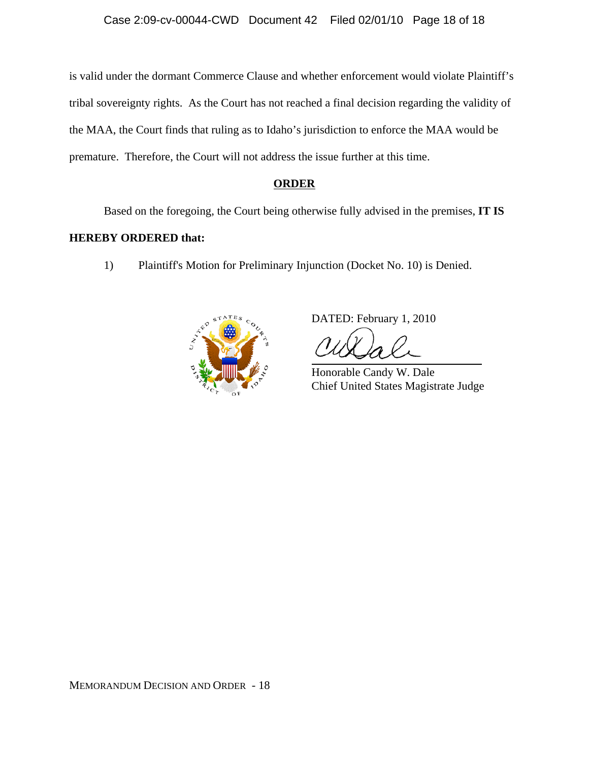is valid under the dormant Commerce Clause and whether enforcement would violate Plaintiff's tribal sovereignty rights. As the Court has not reached a final decision regarding the validity of the MAA, the Court finds that ruling as to Idaho's jurisdiction to enforce the MAA would be premature. Therefore, the Court will not address the issue further at this time.

## ORDER

Based on the foregoing, the Court being otherwise fully advised in the premises, **IT IS HEREBY ORDERED that:**

1) Plaintiff's Motion for Preliminary Injunction (Docket No. 10) is Denied.

DATED: February 1, 2010

Honorable Candy W. Dale
Chief United States Magistrate Judge

MEMORANDUM DECISION AND ORDER - 18